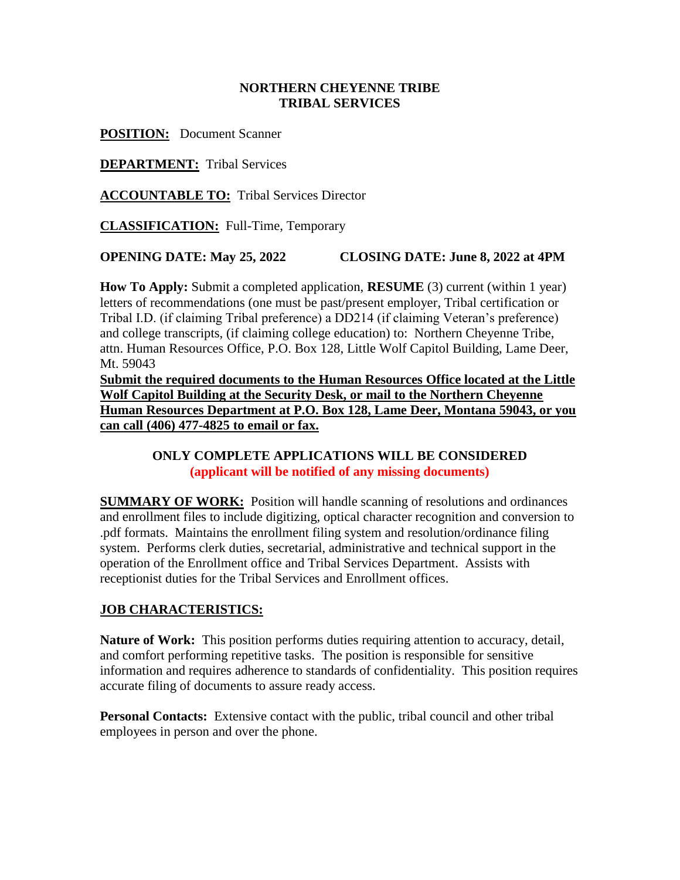# NORTHERN CHEYENNE TRIBE
## TRIBAL SERVICES

**POSITION:** Document Scanner

**DEPARTMENT:** Tribal Services

**ACCOUNTABLE TO:** Tribal Services Director

**CLASSIFICATION:** Full-Time, Temporary

**OPENING DATE: May 25, 2022** **CLOSING DATE: June 8, 2022 at 4PM**

**How To Apply:** Submit a completed application, **RESUME** (3) current (within 1 year) letters of recommendations (one must be past/present employer, Tribal certification or Tribal I.D. (if claiming Tribal preference) a DD214 (if claiming Veteran's preference) and college transcripts, (if claiming college education) to: Northern Cheyenne Tribe, attn. Human Resources Office, P.O. Box 128, Little Wolf Capitol Building, Lame Deer, Mt. 59043

**Submit the required documents to the Human Resources Office located at the Little Wolf Capitol Building at the Security Desk, or mail to the Northern Cheyenne Human Resources Department at P.O. Box 128, Lame Deer, Montana 59043, or you can call (406) 477-4825 to email or fax.**

**ONLY COMPLETE APPLICATIONS WILL BE CONSIDERED**
**(applicant will be notified of any missing documents)**

**SUMMARY OF WORK:** Position will handle scanning of resolutions and ordinances and enrollment files to include digitizing, optical character recognition and conversion to .pdf formats. Maintains the enrollment filing system and resolution/ordinance filing system. Performs clerk duties, secretarial, administrative and technical support in the operation of the Enrollment office and Tribal Services Department. Assists with receptionist duties for the Tribal Services and Enrollment offices.

## JOB CHARACTERISTICS:

**Nature of Work:** This position performs duties requiring attention to accuracy, detail, and comfort performing repetitive tasks. The position is responsible for sensitive information and requires adherence to standards of confidentiality. This position requires accurate filing of documents to assure ready access.

**Personal Contacts:** Extensive contact with the public, tribal council and other tribal employees in person and over the phone.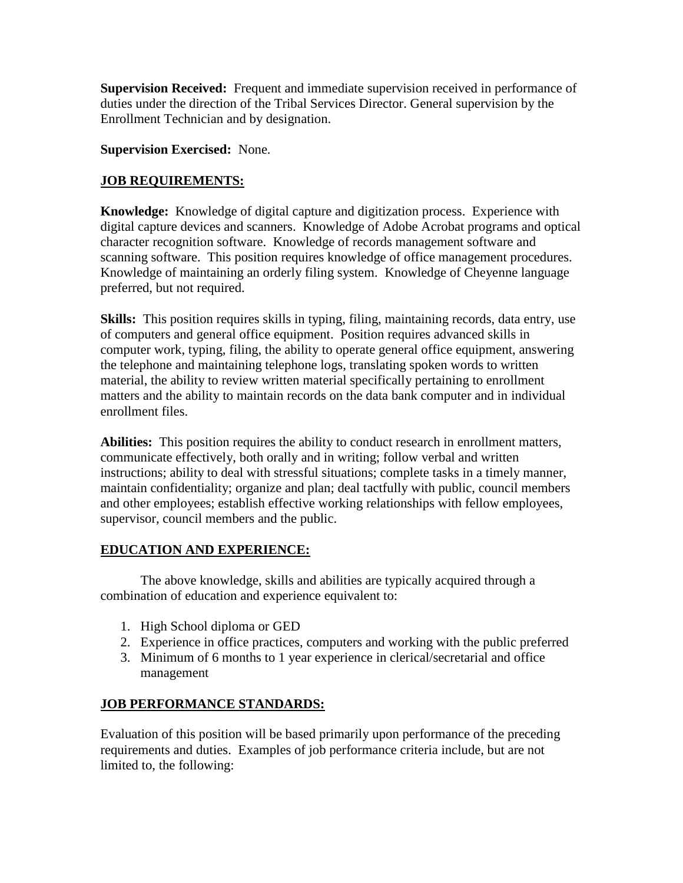**Supervision Received:** Frequent and immediate supervision received in performance of duties under the direction of the Tribal Services Director. General supervision by the Enrollment Technician and by designation.

**Supervision Exercised:** None.

## JOB REQUIREMENTS:

**Knowledge:** Knowledge of digital capture and digitization process. Experience with digital capture devices and scanners. Knowledge of Adobe Acrobat programs and optical character recognition software. Knowledge of records management software and scanning software. This position requires knowledge of office management procedures. Knowledge of maintaining an orderly filing system. Knowledge of Cheyenne language preferred, but not required.

**Skills:** This position requires skills in typing, filing, maintaining records, data entry, use of computers and general office equipment. Position requires advanced skills in computer work, typing, filing, the ability to operate general office equipment, answering the telephone and maintaining telephone logs, translating spoken words to written material, the ability to review written material specifically pertaining to enrollment matters and the ability to maintain records on the data bank computer and in individual enrollment files.

**Abilities:** This position requires the ability to conduct research in enrollment matters, communicate effectively, both orally and in writing; follow verbal and written instructions; ability to deal with stressful situations; complete tasks in a timely manner, maintain confidentiality; organize and plan; deal tactfully with public, council members and other employees; establish effective working relationships with fellow employees, supervisor, council members and the public.

## EDUCATION AND EXPERIENCE:

The above knowledge, skills and abilities are typically acquired through a combination of education and experience equivalent to:

1. High School diploma or GED
2. Experience in office practices, computers and working with the public preferred
3. Minimum of 6 months to 1 year experience in clerical/secretarial and office management

## JOB PERFORMANCE STANDARDS:

Evaluation of this position will be based primarily upon performance of the preceding requirements and duties. Examples of job performance criteria include, but are not limited to, the following: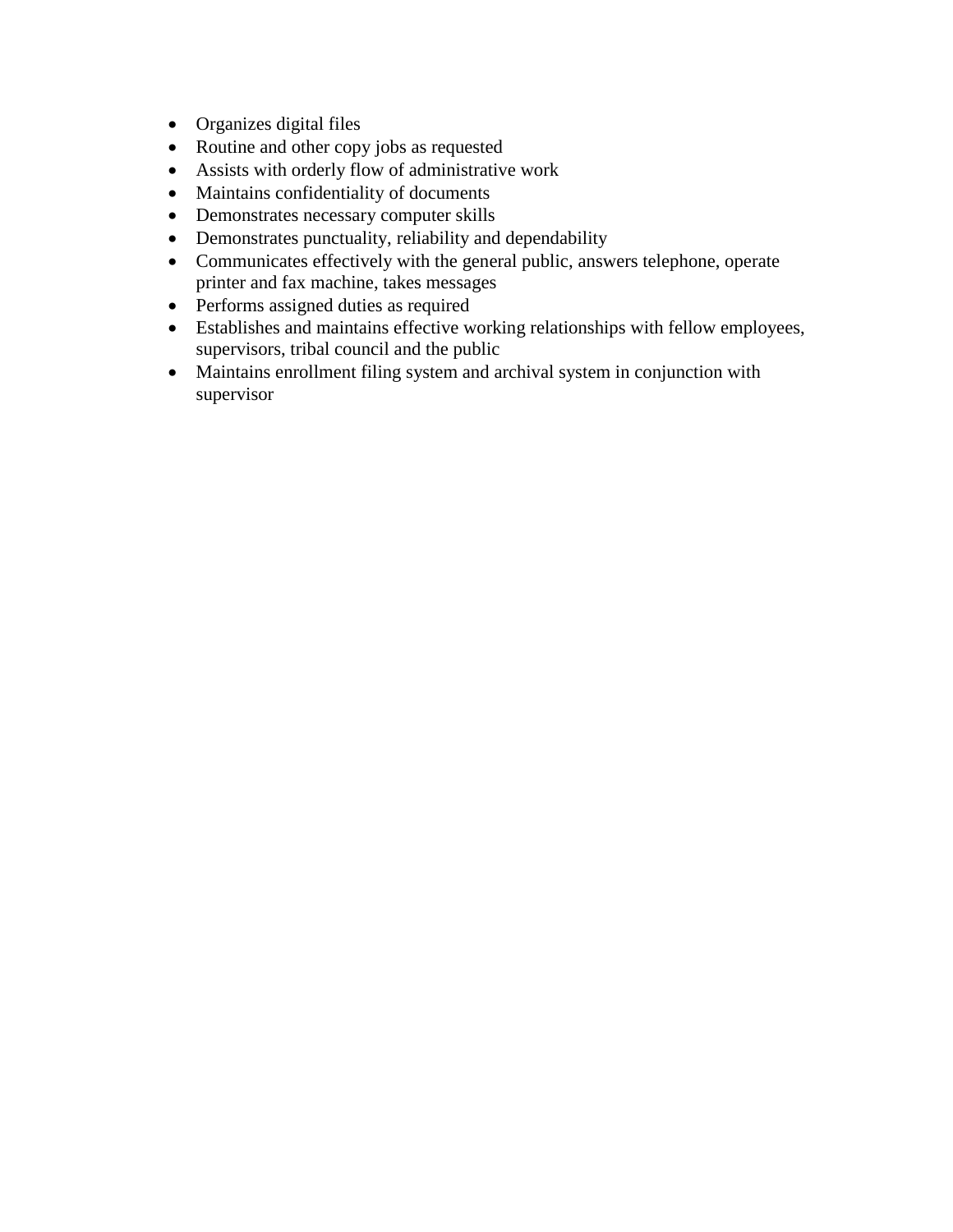- Organizes digital files
- Routine and other copy jobs as requested
- Assists with orderly flow of administrative work
- Maintains confidentiality of documents
- Demonstrates necessary computer skills
- Demonstrates punctuality, reliability and dependability
- Communicates effectively with the general public, answers telephone, operate printer and fax machine, takes messages
- Performs assigned duties as required
- Establishes and maintains effective working relationships with fellow employees, supervisors, tribal council and the public
- Maintains enrollment filing system and archival system in conjunction with supervisor